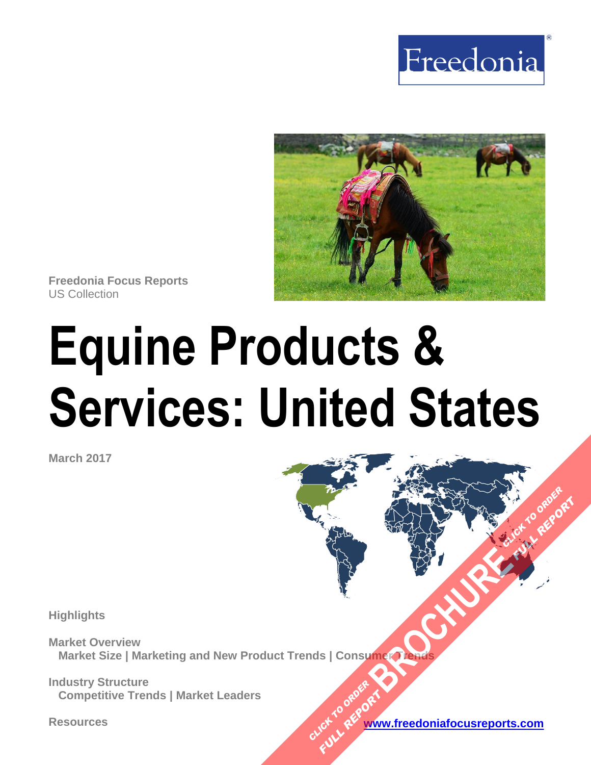Freedonia

Freedonia Focus Reports
US Collection

# Equine Products & Services: United States

March 2017

Highlights

Market Overview
Market Size | Marketing and New Product Trends | Consumer Trends

Industry Structure
Competitive Trends | Market Leaders

Resources

www.freedoniafocusreports.com

CLICK TO ORDER FULL REPORT BROCHURE CLICK TO ORDER FULL REPORT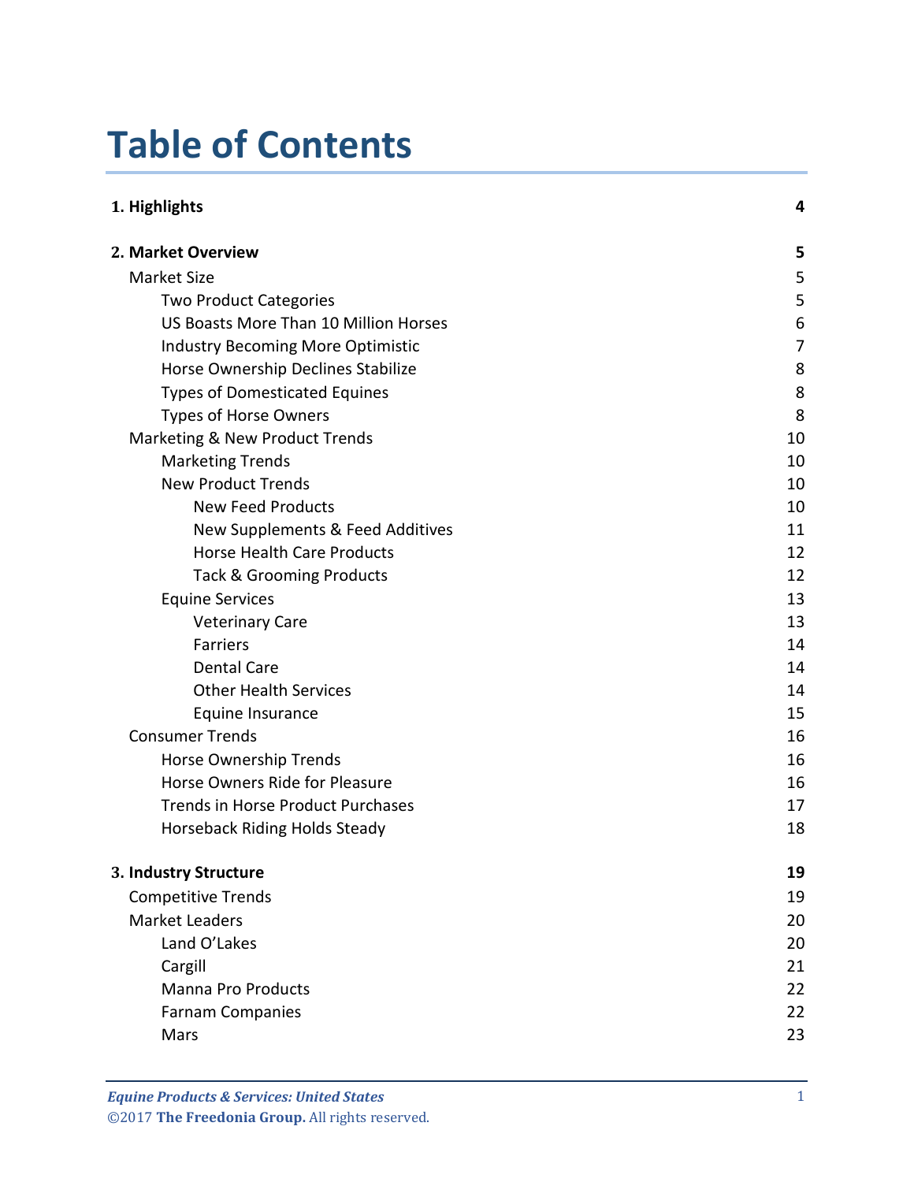# Table of Contents

| | |
|---|---|
| **1. Highlights** | **4** |
| **2. Market Overview** | **5** |
| Market Size | 5 |
| Two Product Categories | 5 |
| US Boasts More Than 10 Million Horses | 6 |
| Industry Becoming More Optimistic | 7 |
| Horse Ownership Declines Stabilize | 8 |
| Types of Domesticated Equines | 8 |
| Types of Horse Owners | 8 |
| Marketing & New Product Trends | 10 |
| Marketing Trends | 10 |
| New Product Trends | 10 |
| New Feed Products | 10 |
| New Supplements & Feed Additives | 11 |
| Horse Health Care Products | 12 |
| Tack & Grooming Products | 12 |
| Equine Services | 13 |
| Veterinary Care | 13 |
| Farriers | 14 |
| Dental Care | 14 |
| Other Health Services | 14 |
| Equine Insurance | 15 |
| Consumer Trends | 16 |
| Horse Ownership Trends | 16 |
| Horse Owners Ride for Pleasure | 16 |
| Trends in Horse Product Purchases | 17 |
| Horseback Riding Holds Steady | 18 |
| **3. Industry Structure** | **19** |
| Competitive Trends | 19 |
| Market Leaders | 20 |
| Land O'Lakes | 20 |
| Cargill | 21 |
| Manna Pro Products | 22 |
| Farnam Companies | 22 |
| Mars | 23 |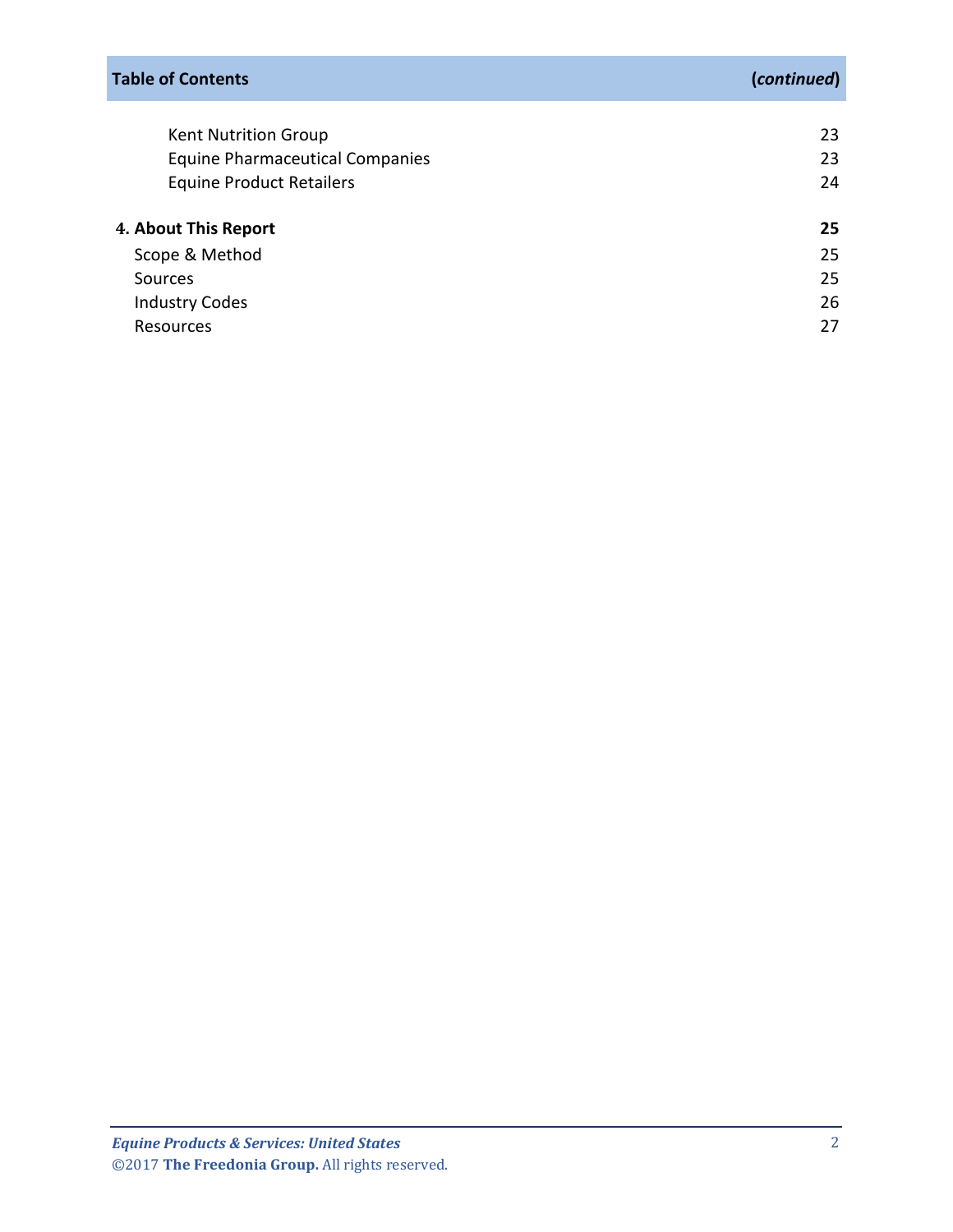**Table of Contents** (*continued*)

| | |
|---|---|
| Kent Nutrition Group | 23 |
| Equine Pharmaceutical Companies | 23 |
| Equine Product Retailers | 24 |
| **4. About This Report** | **25** |
| Scope & Method | 25 |
| Sources | 25 |
| Industry Codes | 26 |
| Resources | 27 |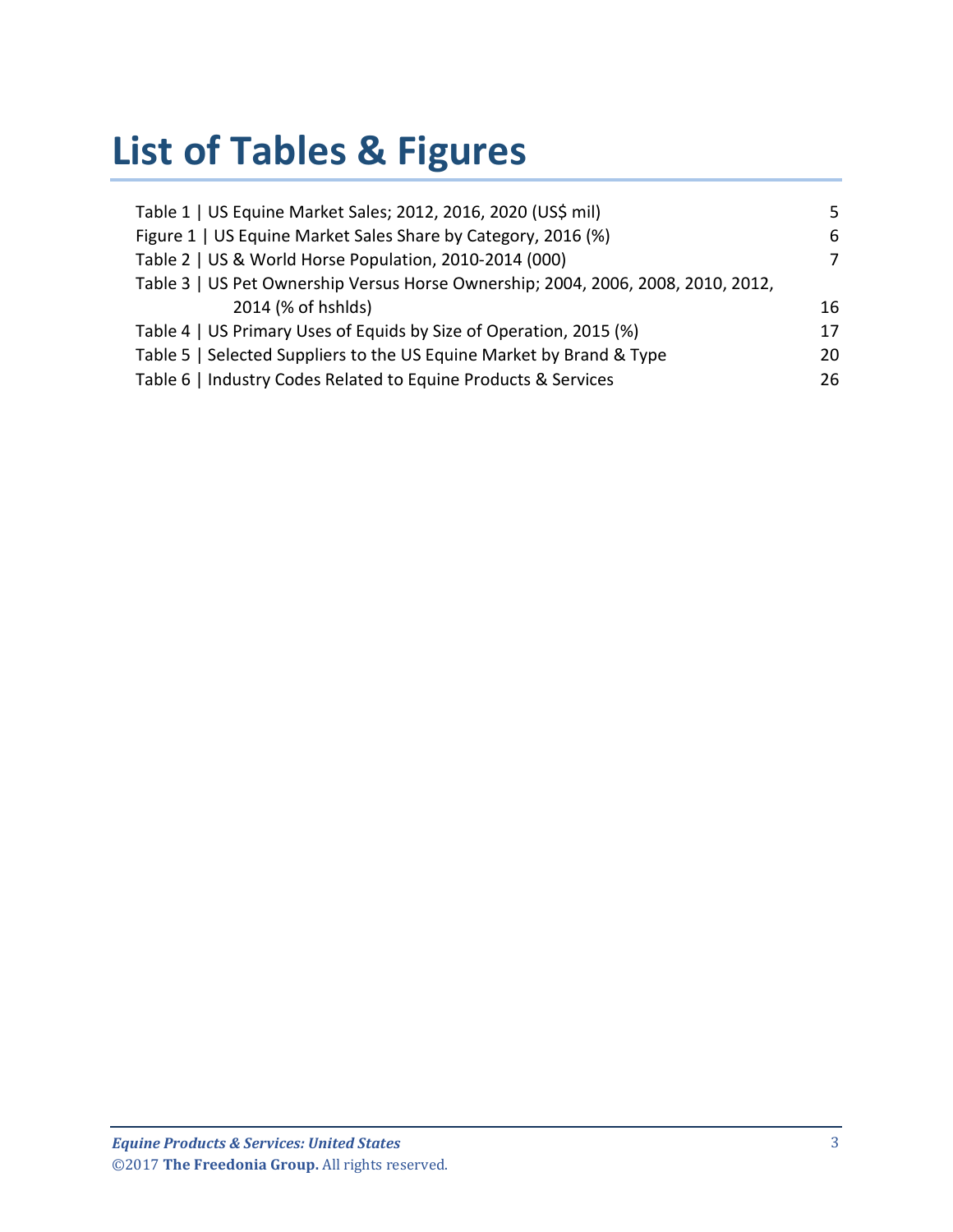# List of Tables & Figures

| | |
|---|---|
| Table 1 \| US Equine Market Sales; 2012, 2016, 2020 (US$ mil) | 5 |
| Figure 1 \| US Equine Market Sales Share by Category, 2016 (%) | 6 |
| Table 2 \| US & World Horse Population, 2010-2014 (000) | 7 |
| Table 3 \| US Pet Ownership Versus Horse Ownership; 2004, 2006, 2008, 2010, 2012, 2014 (% of hshlds) | 16 |
| Table 4 \| US Primary Uses of Equids by Size of Operation, 2015 (%) | 17 |
| Table 5 \| Selected Suppliers to the US Equine Market by Brand & Type | 20 |
| Table 6 \| Industry Codes Related to Equine Products & Services | 26 |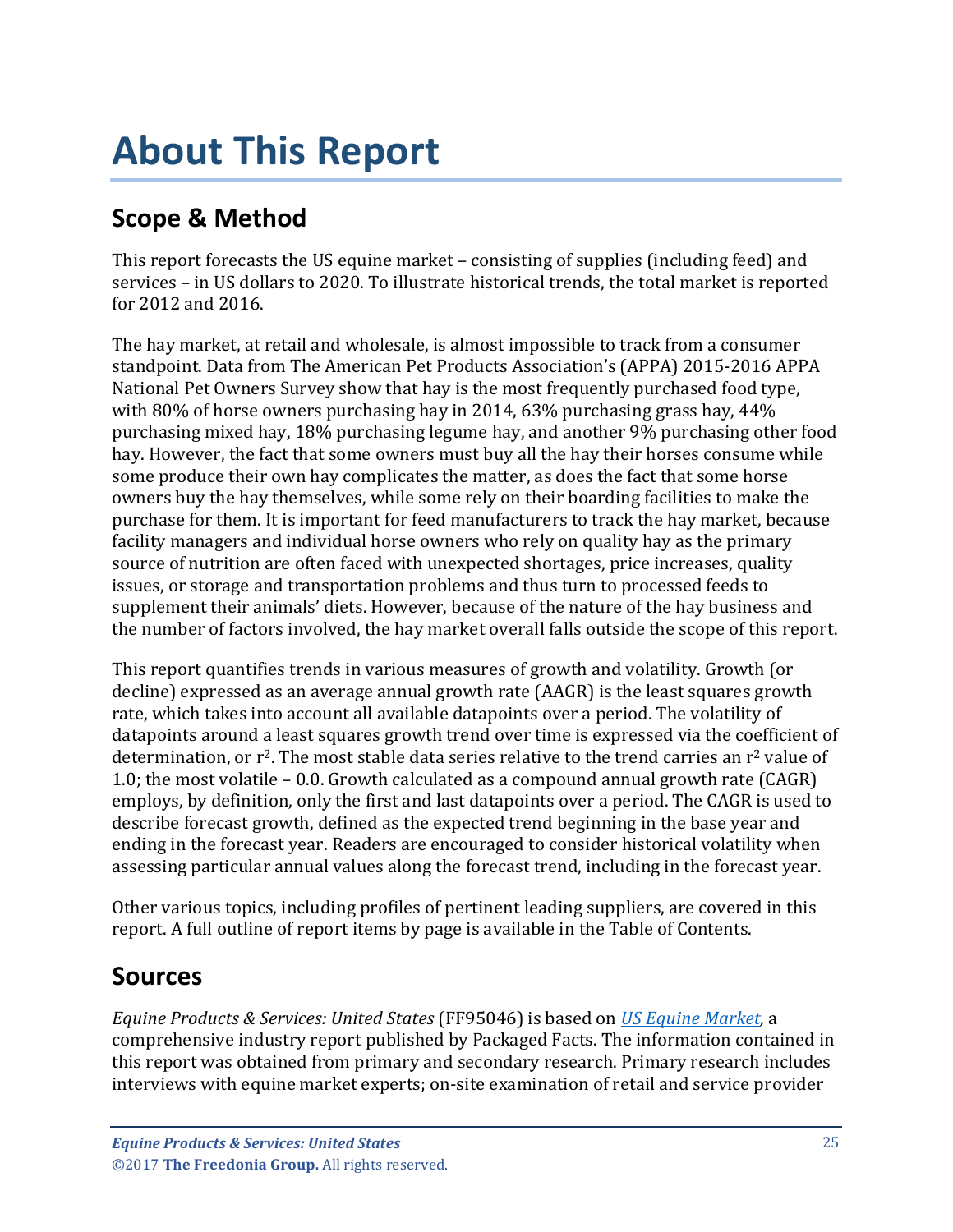# About This Report

## Scope & Method

This report forecasts the US equine market – consisting of supplies (including feed) and services – in US dollars to 2020. To illustrate historical trends, the total market is reported for 2012 and 2016.

The hay market, at retail and wholesale, is almost impossible to track from a consumer standpoint. Data from The American Pet Products Association's (APPA) 2015-2016 APPA National Pet Owners Survey show that hay is the most frequently purchased food type, with 80% of horse owners purchasing hay in 2014, 63% purchasing grass hay, 44% purchasing mixed hay, 18% purchasing legume hay, and another 9% purchasing other food hay. However, the fact that some owners must buy all the hay their horses consume while some produce their own hay complicates the matter, as does the fact that some horse owners buy the hay themselves, while some rely on their boarding facilities to make the purchase for them. It is important for feed manufacturers to track the hay market, because facility managers and individual horse owners who rely on quality hay as the primary source of nutrition are often faced with unexpected shortages, price increases, quality issues, or storage and transportation problems and thus turn to processed feeds to supplement their animals' diets. However, because of the nature of the hay business and the number of factors involved, the hay market overall falls outside the scope of this report.

This report quantifies trends in various measures of growth and volatility. Growth (or decline) expressed as an average annual growth rate (AAGR) is the least squares growth rate, which takes into account all available datapoints over a period. The volatility of datapoints around a least squares growth trend over time is expressed via the coefficient of determination, or $r^2$. The most stable data series relative to the trend carries an $r^2$ value of 1.0; the most volatile – 0.0. Growth calculated as a compound annual growth rate (CAGR) employs, by definition, only the first and last datapoints over a period. The CAGR is used to describe forecast growth, defined as the expected trend beginning in the base year and ending in the forecast year. Readers are encouraged to consider historical volatility when assessing particular annual values along the forecast trend, including in the forecast year.

Other various topics, including profiles of pertinent leading suppliers, are covered in this report. A full outline of report items by page is available in the Table of Contents.

## Sources

*Equine Products & Services: United States* (FF95046) is based on *US Equine Market*, a comprehensive industry report published by Packaged Facts. The information contained in this report was obtained from primary and secondary research. Primary research includes interviews with equine market experts; on-site examination of retail and service provider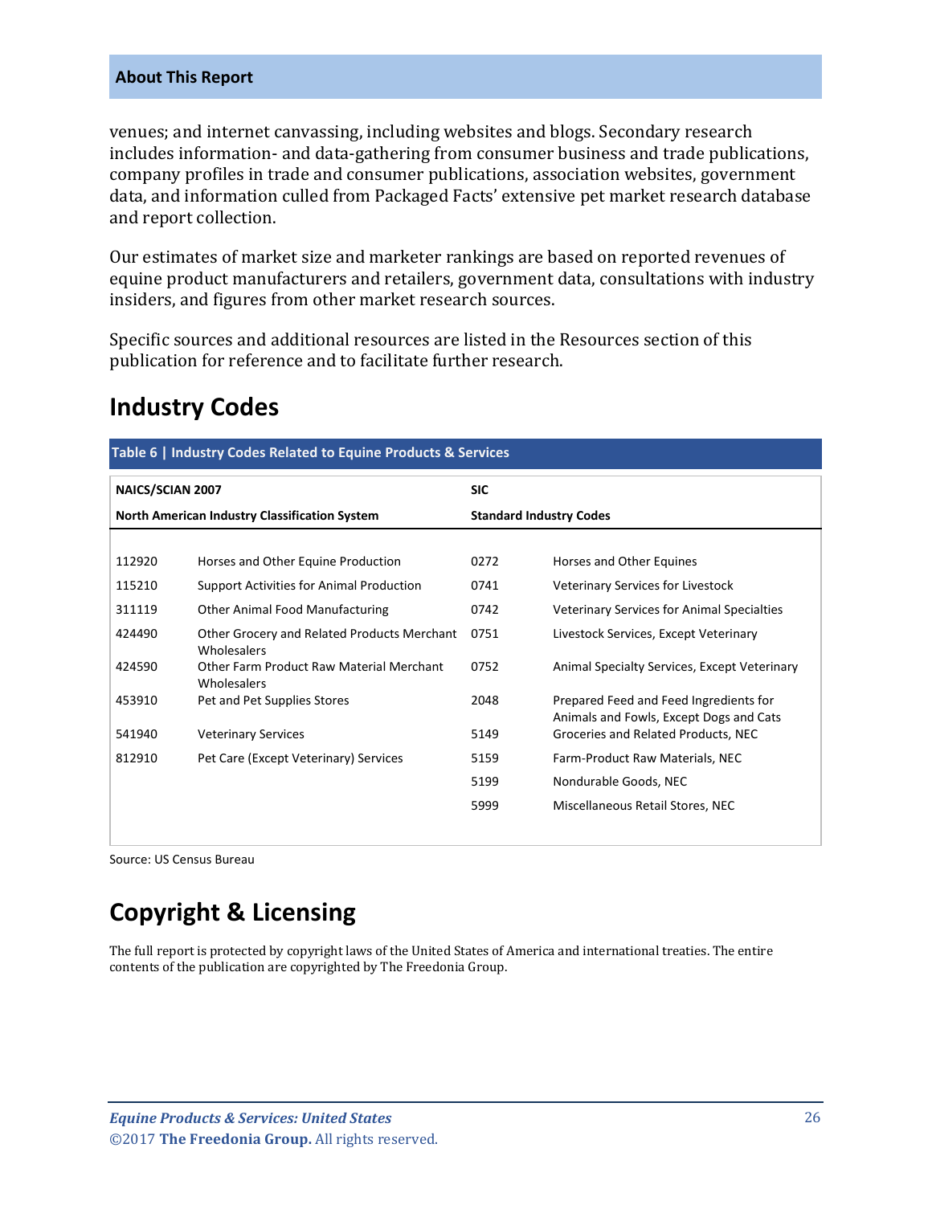venues; and internet canvassing, including websites and blogs. Secondary research includes information- and data-gathering from consumer business and trade publications, company profiles in trade and consumer publications, association websites, government data, and information culled from Packaged Facts' extensive pet market research database and report collection.

Our estimates of market size and marketer rankings are based on reported revenues of equine product manufacturers and retailers, government data, consultations with industry insiders, and figures from other market research sources.

Specific sources and additional resources are listed in the Resources section of this publication for reference and to facilitate further research.

## Industry Codes

**Table 6 | Industry Codes Related to Equine Products & Services**

| NAICS/SCIAN 2007 | | SIC | |
|---|---|---|---|
| **North American Industry Classification System** | | **Standard Industry Codes** | |
| 112920 | Horses and Other Equine Production | 0272 | Horses and Other Equines |
| 115210 | Support Activities for Animal Production | 0741 | Veterinary Services for Livestock |
| 311119 | Other Animal Food Manufacturing | 0742 | Veterinary Services for Animal Specialties |
| 424490 | Other Grocery and Related Products Merchant Wholesalers | 0751 | Livestock Services, Except Veterinary |
| 424590 | Other Farm Product Raw Material Merchant Wholesalers | 0752 | Animal Specialty Services, Except Veterinary |
| 453910 | Pet and Pet Supplies Stores | 2048 | Prepared Feed and Feed Ingredients for Animals and Fowls, Except Dogs and Cats |
| 541940 | Veterinary Services | 5149 | Groceries and Related Products, NEC |
| 812910 | Pet Care (Except Veterinary) Services | 5159 | Farm-Product Raw Materials, NEC |
| | | 5199 | Nondurable Goods, NEC |
| | | 5999 | Miscellaneous Retail Stores, NEC |

Source: US Census Bureau

## Copyright & Licensing

The full report is protected by copyright laws of the United States of America and international treaties. The entire contents of the publication are copyrighted by The Freedonia Group.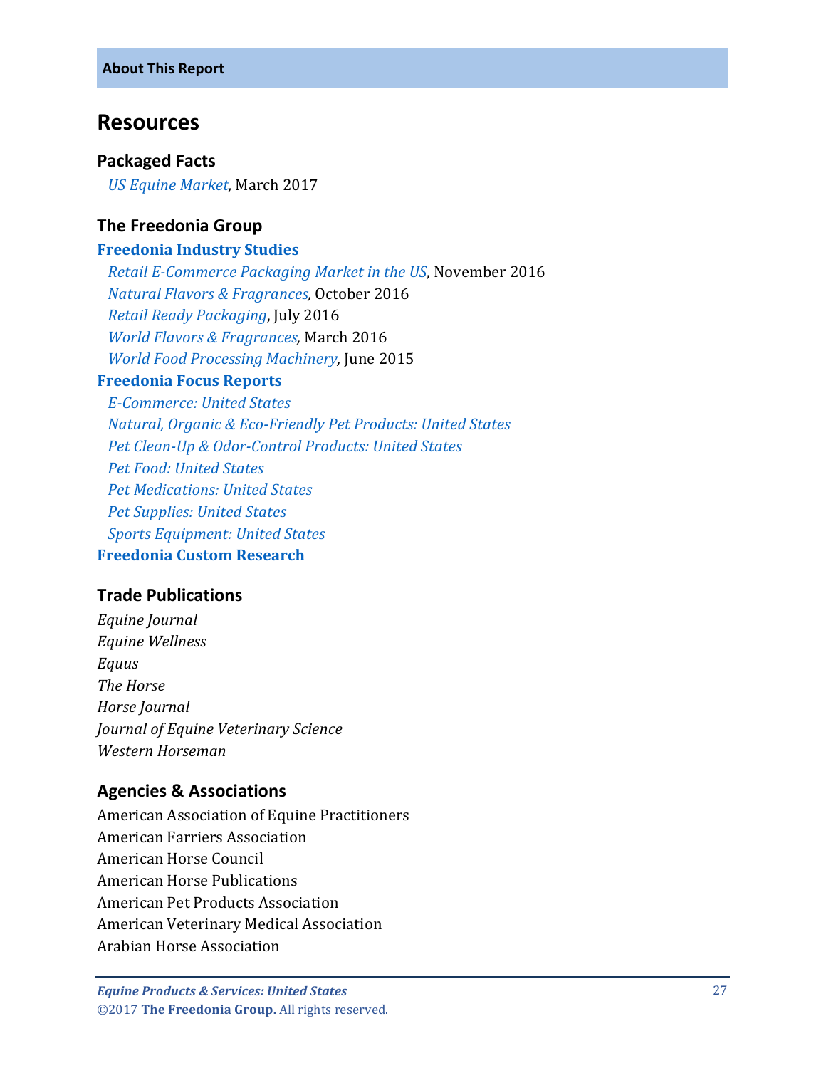# Resources

### Packaged Facts

*US Equine Market*, March 2017

### The Freedonia Group

**Freedonia Industry Studies**

*Retail E-Commerce Packaging Market in the US*, November 2016
*Natural Flavors & Fragrances*, October 2016
*Retail Ready Packaging*, July 2016
*World Flavors & Fragrances*, March 2016
*World Food Processing Machinery*, June 2015

**Freedonia Focus Reports**

*E-Commerce: United States*
*Natural, Organic & Eco-Friendly Pet Products: United States*
*Pet Clean-Up & Odor-Control Products: United States*
*Pet Food: United States*
*Pet Medications: United States*
*Pet Supplies: United States*
*Sports Equipment: United States*

**Freedonia Custom Research**

### Trade Publications

*Equine Journal*
*Equine Wellness*
*Equus*
*The Horse*
*Horse Journal*
*Journal of Equine Veterinary Science*
*Western Horseman*

### Agencies & Associations

American Association of Equine Practitioners
American Farriers Association
American Horse Council
American Horse Publications
American Pet Products Association
American Veterinary Medical Association
Arabian Horse Association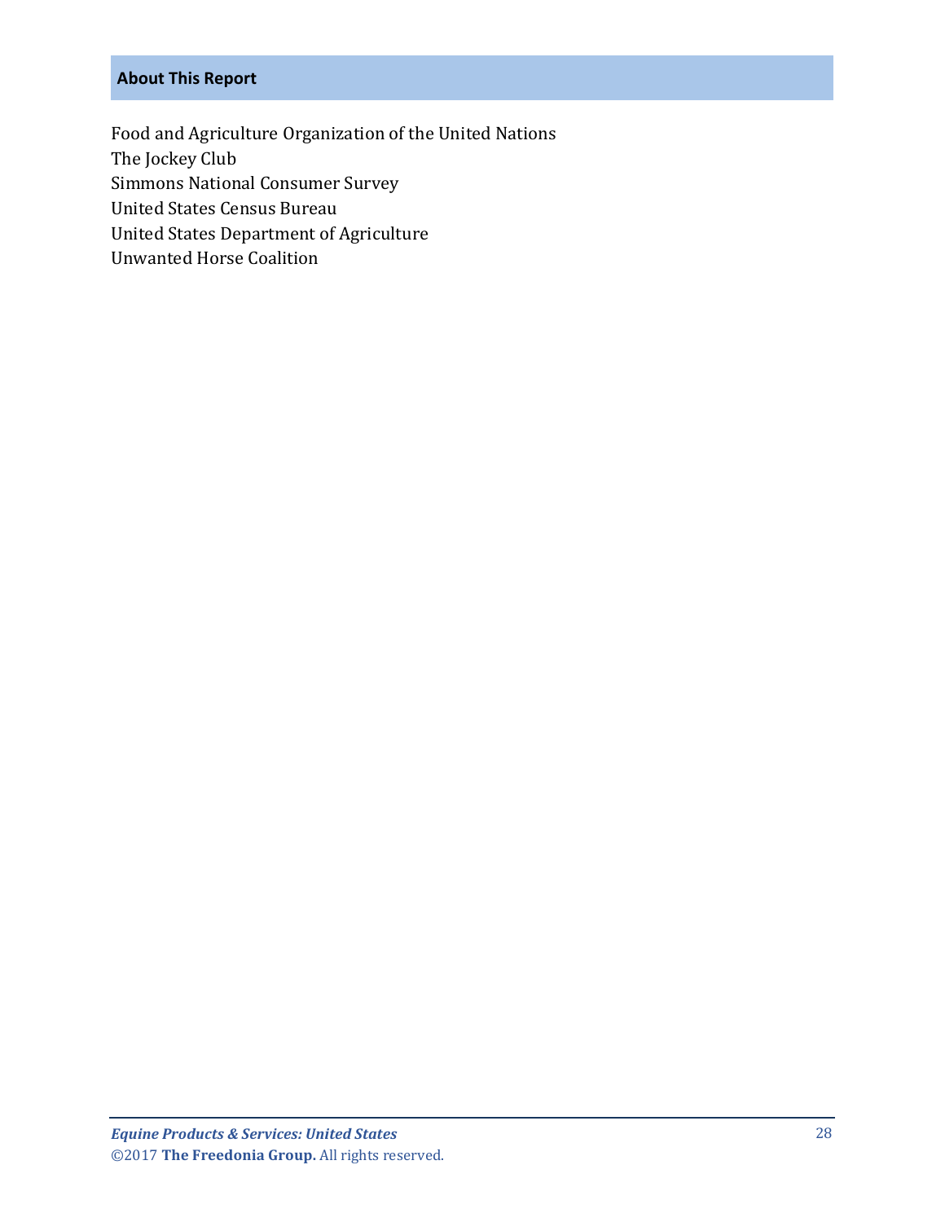## About This Report

Food and Agriculture Organization of the United Nations
The Jockey Club
Simmons National Consumer Survey
United States Census Bureau
United States Department of Agriculture
Unwanted Horse Coalition